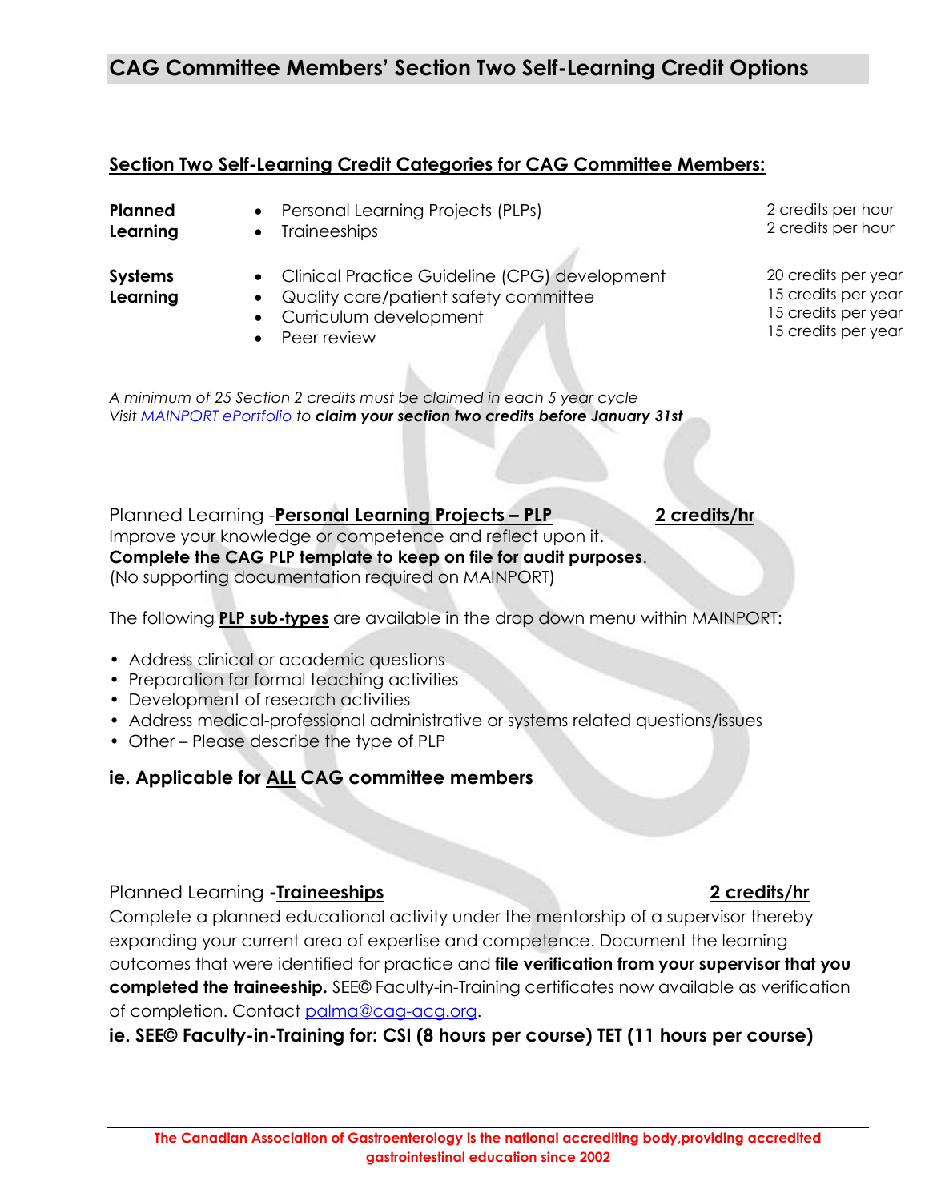# CAG Committee Members' Section Two Self-Learning Credit Options

## Section Two Self-Learning Credit Categories for CAG Committee Members:

| Category | Activity | Credits |
|---|---|---|
| **Planned Learning** | Personal Learning Projects (PLPs) | 2 credits per hour |
| | Traineeships | 2 credits per hour |
| **Systems Learning** | Clinical Practice Guideline (CPG) development | 20 credits per year |
| | Quality care/patient safety committee | 15 credits per year |
| | Curriculum development | 15 credits per year |
| | Peer review | 15 credits per year |

*A minimum of 25 Section 2 credits must be claimed in each 5 year cycle*
*Visit MAINPORT ePortfolio to* ***claim your section two credits before January 31st***

Planned Learning -**Personal Learning Projects – PLP** **2 credits/hr**

Improve your knowledge or competence and reflect upon it.
**Complete the CAG PLP template to keep on file for audit purposes**.
(No supporting documentation required on MAINPORT)

The following **PLP sub-types** are available in the drop down menu within MAINPORT:

- Address clinical or academic questions
- Preparation for formal teaching activities
- Development of research activities
- Address medical-professional administrative or systems related questions/issues
- Other – Please describe the type of PLP

**ie. Applicable for ALL CAG committee members**

Planned Learning **-Traineeships** **2 credits/hr**

Complete a planned educational activity under the mentorship of a supervisor thereby expanding your current area of expertise and competence. Document the learning outcomes that were identified for practice and **file verification from your supervisor that you completed the traineeship.** SEE© Faculty-in-Training certificates now available as verification of completion. Contact palma@cag-acg.org.

**ie. SEE© Faculty-in-Training for: CSI (8 hours per course) TET (11 hours per course)**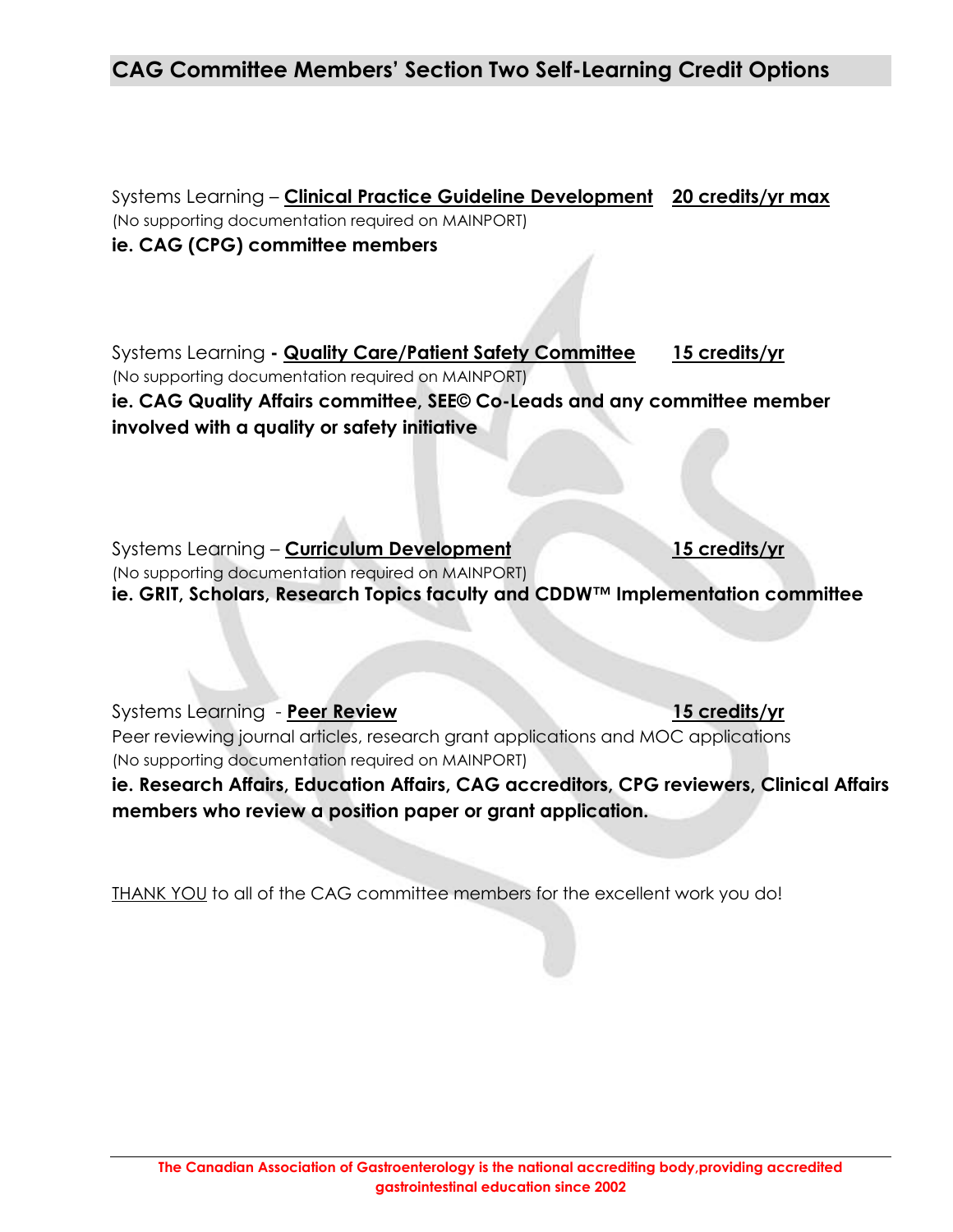## CAG Committee Members' Section Two Self-Learning Credit Options

Systems Learning – **Clinical Practice Guideline Development** **20 credits/yr max**
(No supporting documentation required on MAINPORT)
**ie. CAG (CPG) committee members**

Systems Learning **- Quality Care/Patient Safety Committee** **15 credits/yr**
(No supporting documentation required on MAINPORT)
**ie. CAG Quality Affairs committee, SEE© Co-Leads and any committee member involved with a quality or safety initiative**

Systems Learning – **Curriculum Development** **15 credits/yr**
(No supporting documentation required on MAINPORT)
**ie. GRIT, Scholars, Research Topics faculty and CDDW™ Implementation committee**

Systems Learning - **Peer Review** **15 credits/yr**
Peer reviewing journal articles, research grant applications and MOC applications
(No supporting documentation required on MAINPORT)
**ie. Research Affairs, Education Affairs, CAG accreditors, CPG reviewers, Clinical Affairs members who review a position paper or grant application.**

THANK YOU to all of the CAG committee members for the excellent work you do!

**The Canadian Association of Gastroenterology is the national accrediting body,providing accredited gastrointestinal education since 2002**